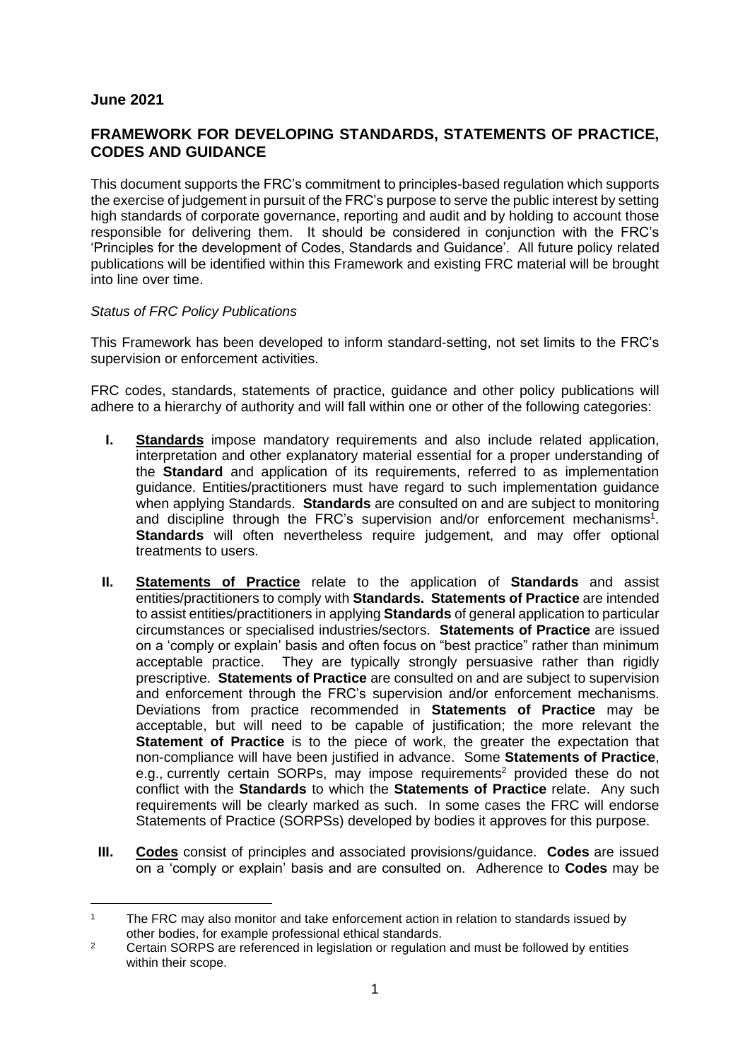**June 2021**

## FRAMEWORK FOR DEVELOPING STANDARDS, STATEMENTS OF PRACTICE, CODES AND GUIDANCE

This document supports the FRC's commitment to principles-based regulation which supports the exercise of judgement in pursuit of the FRC's purpose to serve the public interest by setting high standards of corporate governance, reporting and audit and by holding to account those responsible for delivering them. It should be considered in conjunction with the FRC's 'Principles for the development of Codes, Standards and Guidance'. All future policy related publications will be identified within this Framework and existing FRC material will be brought into line over time.

*Status of FRC Policy Publications*

This Framework has been developed to inform standard-setting, not set limits to the FRC's supervision or enforcement activities.

FRC codes, standards, statements of practice, guidance and other policy publications will adhere to a hierarchy of authority and will fall within one or other of the following categories:

**I.** **Standards** impose mandatory requirements and also include related application, interpretation and other explanatory material essential for a proper understanding of the **Standard** and application of its requirements, referred to as implementation guidance. Entities/practitioners must have regard to such implementation guidance when applying Standards. **Standards** are consulted on and are subject to monitoring and discipline through the FRC's supervision and/or enforcement mechanisms[1]. **Standards** will often nevertheless require judgement, and may offer optional treatments to users.

**II.** **Statements of Practice** relate to the application of **Standards** and assist entities/practitioners to comply with **Standards.** **Statements of Practice** are intended to assist entities/practitioners in applying **Standards** of general application to particular circumstances or specialised industries/sectors. **Statements of Practice** are issued on a 'comply or explain' basis and often focus on "best practice" rather than minimum acceptable practice. They are typically strongly persuasive rather than rigidly prescriptive. **Statements of Practice** are consulted on and are subject to supervision and enforcement through the FRC's supervision and/or enforcement mechanisms. Deviations from practice recommended in **Statements of Practice** may be acceptable, but will need to be capable of justification; the more relevant the **Statement of Practice** is to the piece of work, the greater the expectation that non-compliance will have been justified in advance. Some **Statements of Practice**, e.g., currently certain SORPs, may impose requirements[2] provided these do not conflict with the **Standards** to which the **Statements of Practice** relate. Any such requirements will be clearly marked as such. In some cases the FRC will endorse Statements of Practice (SORPSs) developed by bodies it approves for this purpose.

**III.** **Codes** consist of principles and associated provisions/guidance. **Codes** are issued on a 'comply or explain' basis and are consulted on. Adherence to **Codes** may be

---

[1] The FRC may also monitor and take enforcement action in relation to standards issued by other bodies, for example professional ethical standards.

[2] Certain SORPS are referenced in legislation or regulation and must be followed by entities within their scope.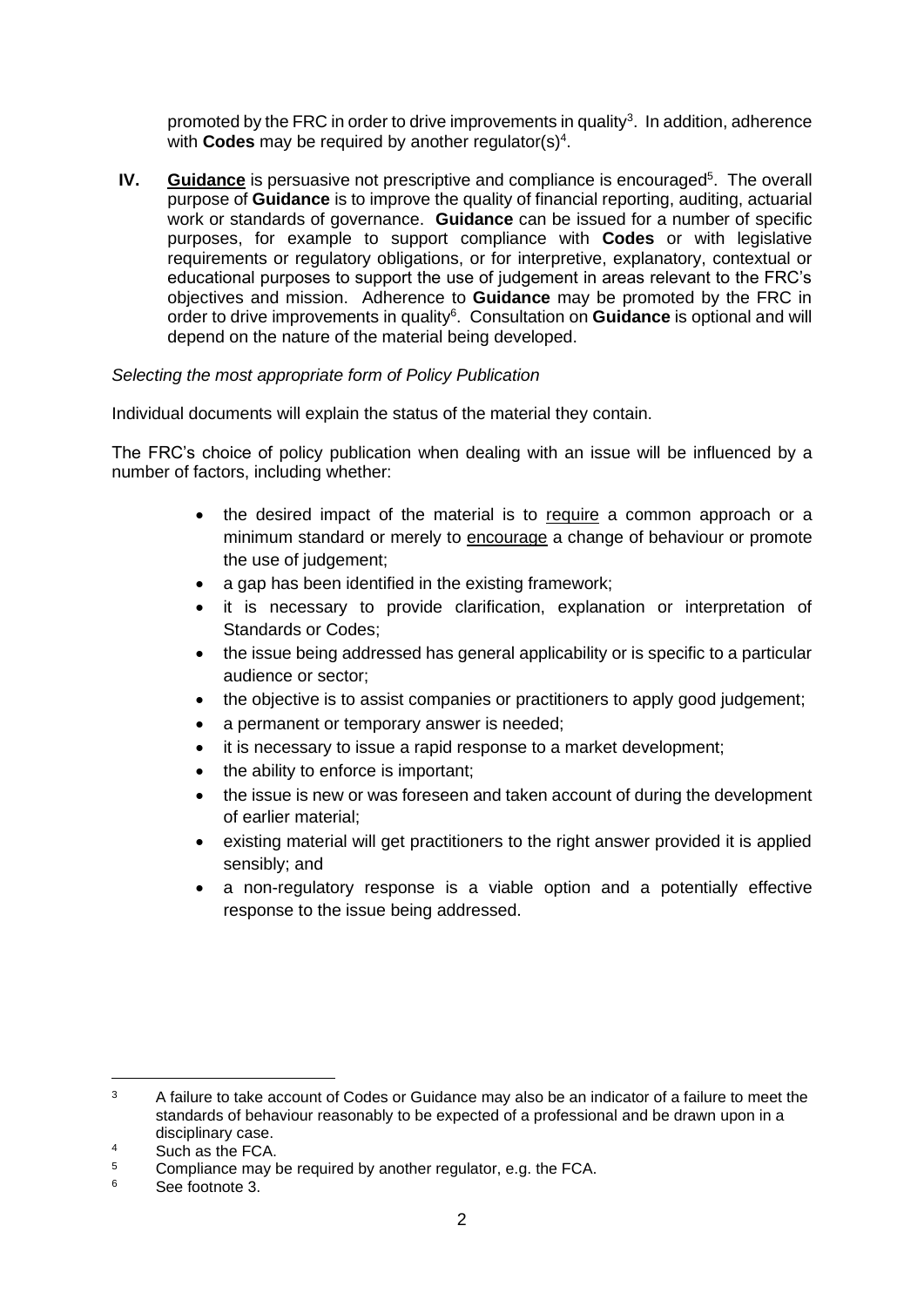promoted by the FRC in order to drive improvements in quality[3]. In addition, adherence with **Codes** may be required by another regulator(s)[4].

**IV.** **Guidance** is persuasive not prescriptive and compliance is encouraged[5]. The overall purpose of **Guidance** is to improve the quality of financial reporting, auditing, actuarial work or standards of governance. **Guidance** can be issued for a number of specific purposes, for example to support compliance with **Codes** or with legislative requirements or regulatory obligations, or for interpretive, explanatory, contextual or educational purposes to support the use of judgement in areas relevant to the FRC's objectives and mission. Adherence to **Guidance** may be promoted by the FRC in order to drive improvements in quality[6]. Consultation on **Guidance** is optional and will depend on the nature of the material being developed.

*Selecting the most appropriate form of Policy Publication*

Individual documents will explain the status of the material they contain.

The FRC's choice of policy publication when dealing with an issue will be influenced by a number of factors, including whether:

- the desired impact of the material is to require a common approach or a minimum standard or merely to encourage a change of behaviour or promote the use of judgement;
- a gap has been identified in the existing framework;
- it is necessary to provide clarification, explanation or interpretation of Standards or Codes;
- the issue being addressed has general applicability or is specific to a particular audience or sector;
- the objective is to assist companies or practitioners to apply good judgement;
- a permanent or temporary answer is needed;
- it is necessary to issue a rapid response to a market development;
- the ability to enforce is important;
- the issue is new or was foreseen and taken account of during the development of earlier material;
- existing material will get practitioners to the right answer provided it is applied sensibly; and
- a non-regulatory response is a viable option and a potentially effective response to the issue being addressed.

---

[3] A failure to take account of Codes or Guidance may also be an indicator of a failure to meet the standards of behaviour reasonably to be expected of a professional and be drawn upon in a disciplinary case.

[4] Such as the FCA.

[5] Compliance may be required by another regulator, e.g. the FCA.

[6] See footnote 3.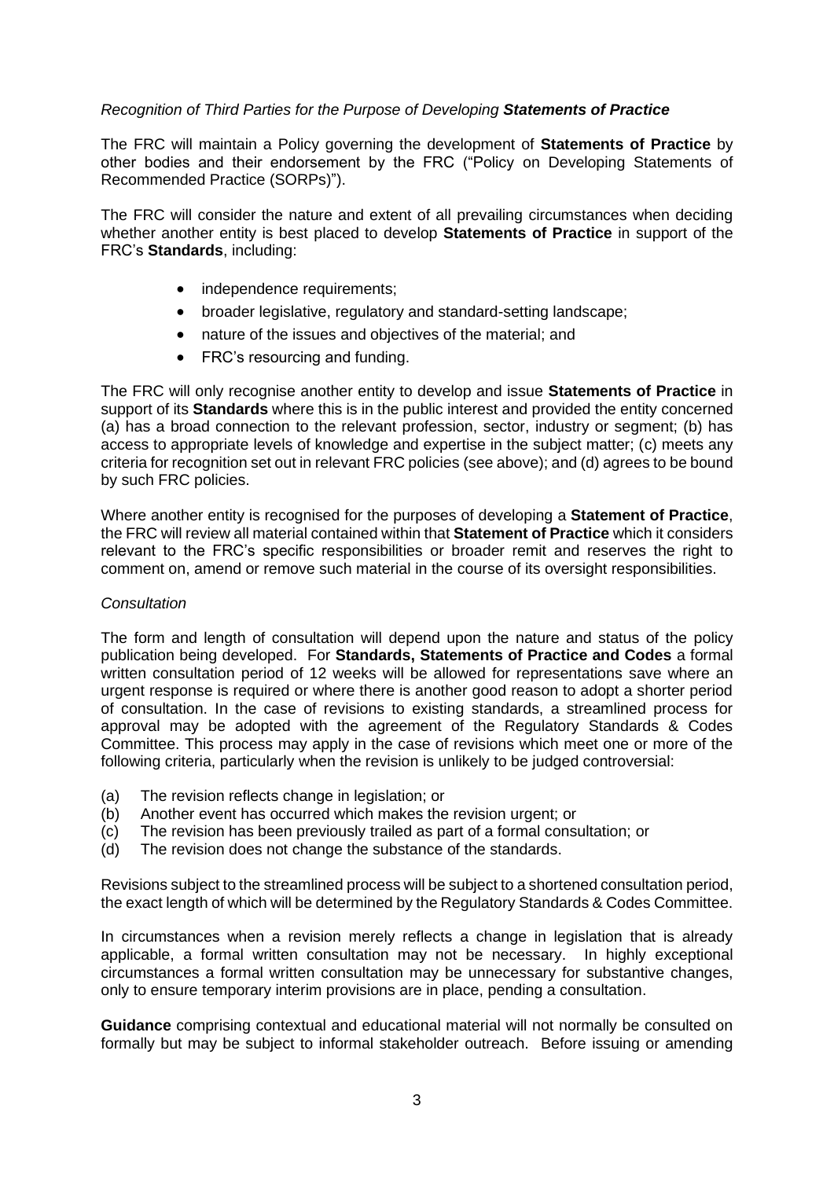*Recognition of Third Parties for the Purpose of Developing **Statements of Practice***

The FRC will maintain a Policy governing the development of **Statements of Practice** by other bodies and their endorsement by the FRC ("Policy on Developing Statements of Recommended Practice (SORPs)").

The FRC will consider the nature and extent of all prevailing circumstances when deciding whether another entity is best placed to develop **Statements of Practice** in support of the FRC's **Standards**, including:

- independence requirements;
- broader legislative, regulatory and standard-setting landscape;
- nature of the issues and objectives of the material; and
- FRC's resourcing and funding.

The FRC will only recognise another entity to develop and issue **Statements of Practice** in support of its **Standards** where this is in the public interest and provided the entity concerned (a) has a broad connection to the relevant profession, sector, industry or segment; (b) has access to appropriate levels of knowledge and expertise in the subject matter; (c) meets any criteria for recognition set out in relevant FRC policies (see above); and (d) agrees to be bound by such FRC policies.

Where another entity is recognised for the purposes of developing a **Statement of Practice**, the FRC will review all material contained within that **Statement of Practice** which it considers relevant to the FRC's specific responsibilities or broader remit and reserves the right to comment on, amend or remove such material in the course of its oversight responsibilities.

*Consultation*

The form and length of consultation will depend upon the nature and status of the policy publication being developed. For **Standards, Statements of Practice and Codes** a formal written consultation period of 12 weeks will be allowed for representations save where an urgent response is required or where there is another good reason to adopt a shorter period of consultation. In the case of revisions to existing standards, a streamlined process for approval may be adopted with the agreement of the Regulatory Standards & Codes Committee. This process may apply in the case of revisions which meet one or more of the following criteria, particularly when the revision is unlikely to be judged controversial:

(a) The revision reflects change in legislation; or
(b) Another event has occurred which makes the revision urgent; or
(c) The revision has been previously trailed as part of a formal consultation; or
(d) The revision does not change the substance of the standards.

Revisions subject to the streamlined process will be subject to a shortened consultation period, the exact length of which will be determined by the Regulatory Standards & Codes Committee.

In circumstances when a revision merely reflects a change in legislation that is already applicable, a formal written consultation may not be necessary. In highly exceptional circumstances a formal written consultation may be unnecessary for substantive changes, only to ensure temporary interim provisions are in place, pending a consultation.

**Guidance** comprising contextual and educational material will not normally be consulted on formally but may be subject to informal stakeholder outreach. Before issuing or amending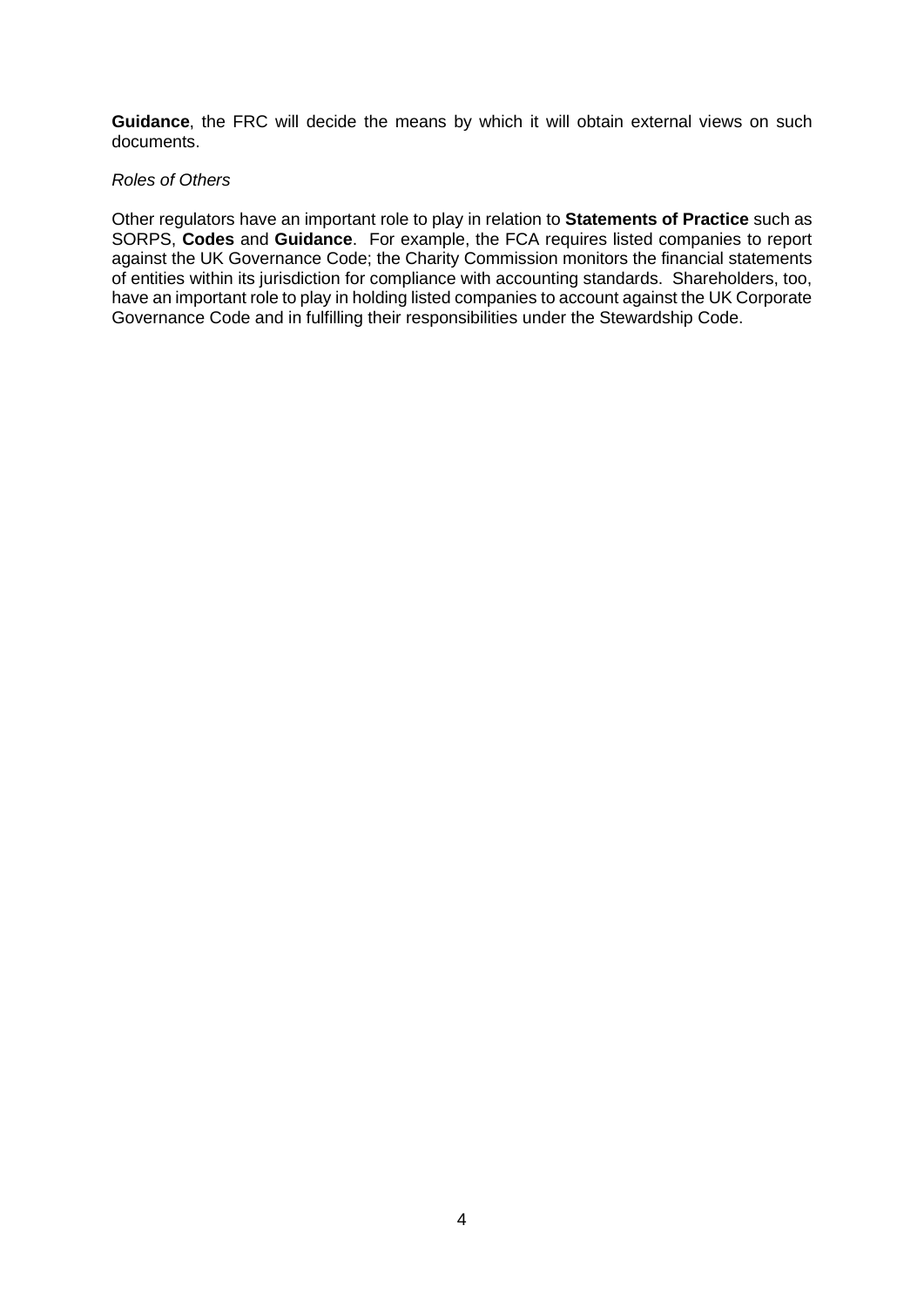**Guidance**, the FRC will decide the means by which it will obtain external views on such documents.

*Roles of Others*

Other regulators have an important role to play in relation to **Statements of Practice** such as SORPS, **Codes** and **Guidance**. For example, the FCA requires listed companies to report against the UK Governance Code; the Charity Commission monitors the financial statements of entities within its jurisdiction for compliance with accounting standards. Shareholders, too, have an important role to play in holding listed companies to account against the UK Corporate Governance Code and in fulfilling their responsibilities under the Stewardship Code.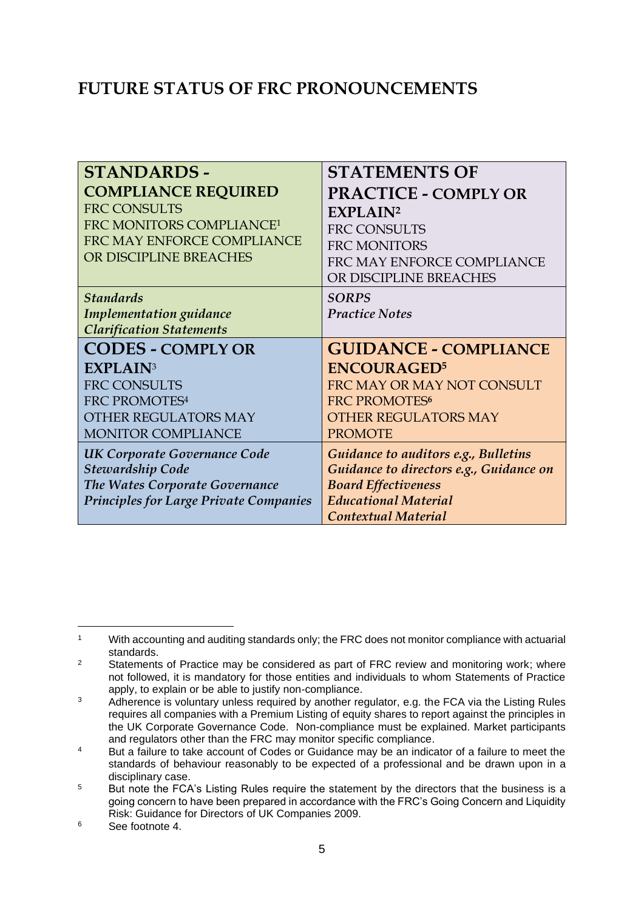# FUTURE STATUS OF FRC PRONOUNCEMENTS

| | |
|---|---|
| **STANDARDS - COMPLIANCE REQUIRED**<br>FRC CONSULTS<br>FRC MONITORS COMPLIANCE[1]<br>FRC MAY ENFORCE COMPLIANCE OR DISCIPLINE BREACHES | **STATEMENTS OF PRACTICE - COMPLY OR EXPLAIN[2]**<br>FRC CONSULTS<br>FRC MONITORS<br>FRC MAY ENFORCE COMPLIANCE OR DISCIPLINE BREACHES |
| *Standards*<br>*Implementation guidance*<br>*Clarification Statements* | *SORPS*<br>*Practice Notes* |
| **CODES - COMPLY OR EXPLAIN[3]**<br>FRC CONSULTS<br>FRC PROMOTES[4]<br>OTHER REGULATORS MAY MONITOR COMPLIANCE | **GUIDANCE - COMPLIANCE ENCOURAGED[5]**<br>FRC MAY OR MAY NOT CONSULT<br>FRC PROMOTES[6]<br>OTHER REGULATORS MAY PROMOTE |
| ***UK Corporate Governance Code***<br>***Stewardship Code***<br>***The Wates Corporate Governance Principles for Large Private Companies*** | ***Guidance to auditors e.g., Bulletins***<br>***Guidance to directors e.g., Guidance on Board Effectiveness***<br>***Educational Material***<br>***Contextual Material*** |

[1] With accounting and auditing standards only; the FRC does not monitor compliance with actuarial standards.

[2] Statements of Practice may be considered as part of FRC review and monitoring work; where not followed, it is mandatory for those entities and individuals to whom Statements of Practice apply, to explain or be able to justify non-compliance.

[3] Adherence is voluntary unless required by another regulator, e.g. the FCA via the Listing Rules requires all companies with a Premium Listing of equity shares to report against the principles in the UK Corporate Governance Code. Non-compliance must be explained. Market participants and regulators other than the FRC may monitor specific compliance.

[4] But a failure to take account of Codes or Guidance may be an indicator of a failure to meet the standards of behaviour reasonably to be expected of a professional and be drawn upon in a disciplinary case.

[5] But note the FCA's Listing Rules require the statement by the directors that the business is a going concern to have been prepared in accordance with the FRC's Going Concern and Liquidity Risk: Guidance for Directors of UK Companies 2009.

[6] See footnote 4.